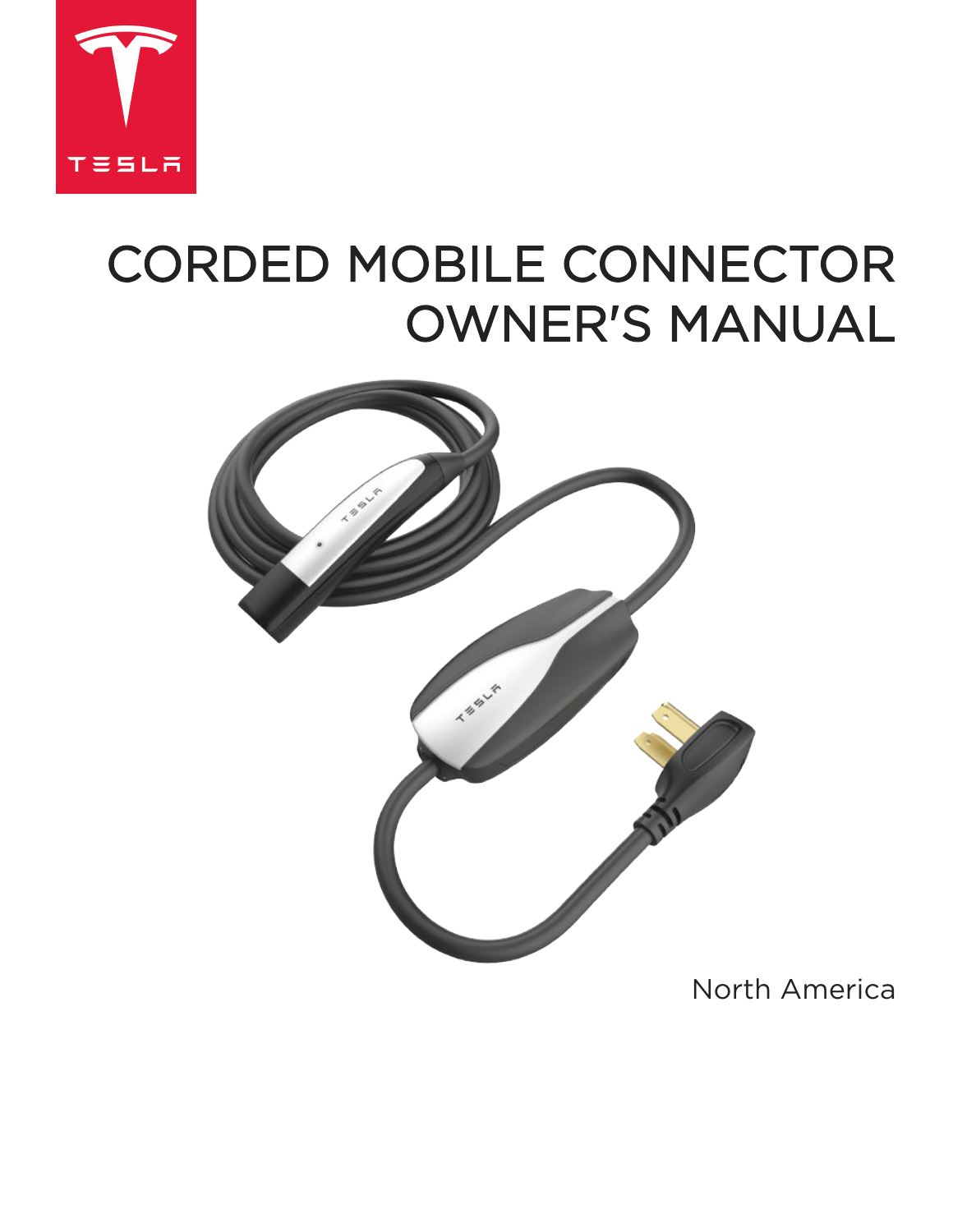TESLA

# CORDED MOBILE CONNECTOR OWNER'S MANUAL

North America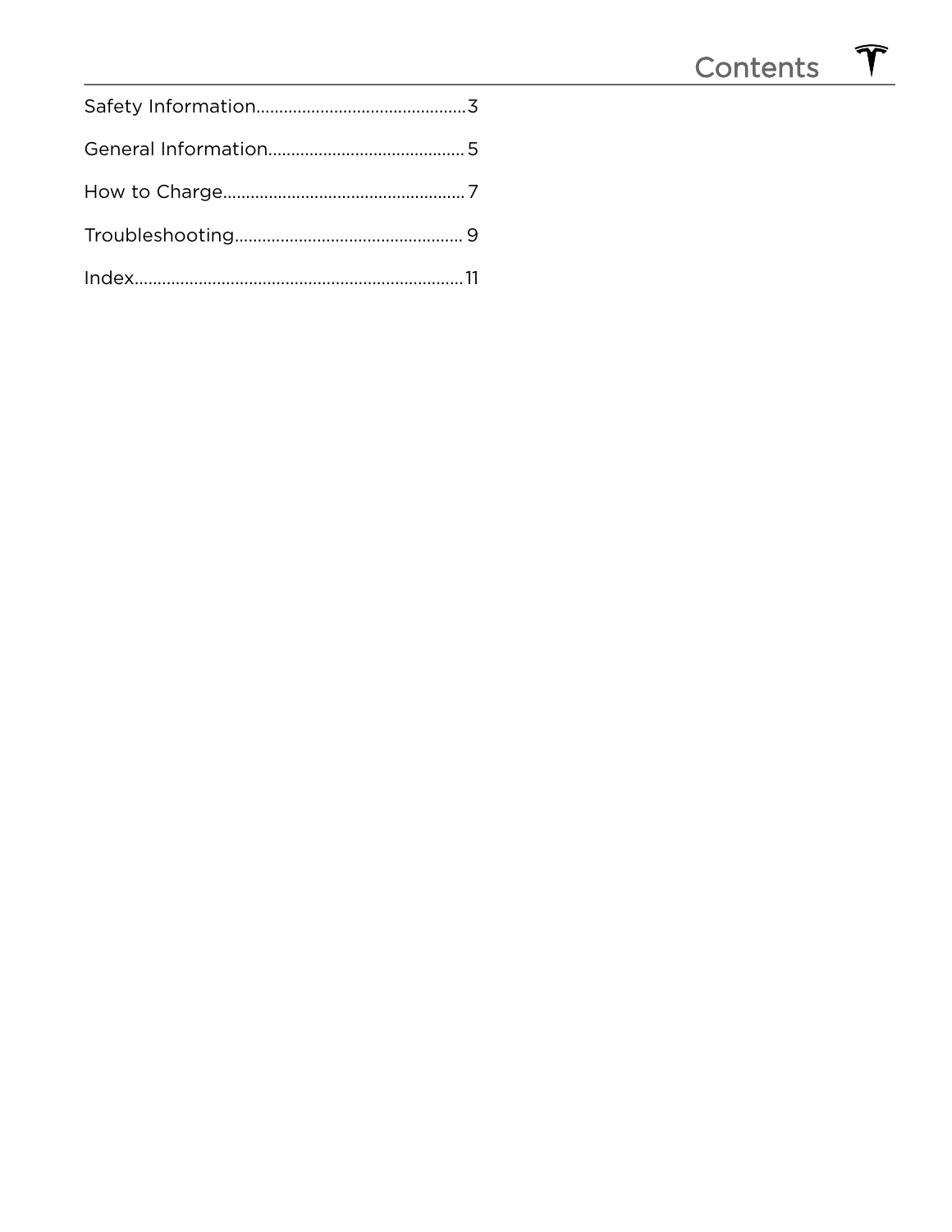# Contents

Safety Information.............................................3

General Information...........................................5

How to Charge....................................................7

Troubleshooting.................................................9

Index....................................................................11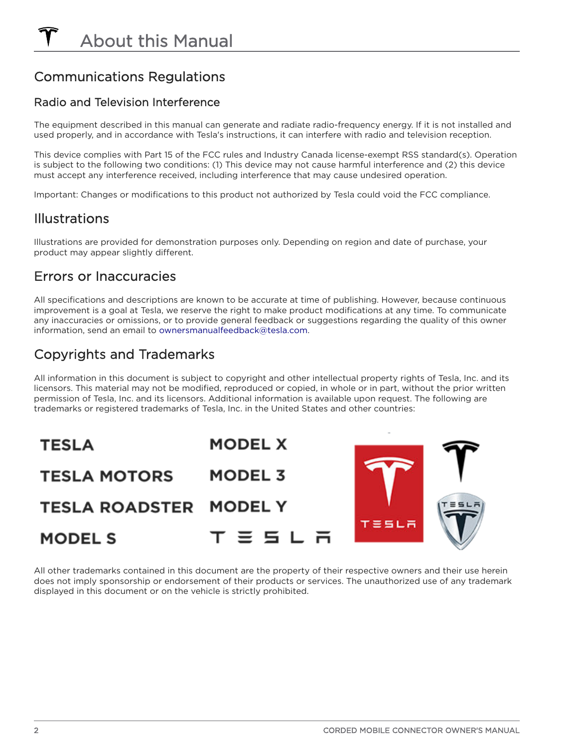# About this Manual

## Communications Regulations

### Radio and Television Interference

The equipment described in this manual can generate and radiate radio-frequency energy. If it is not installed and used properly, and in accordance with Tesla's instructions, it can interfere with radio and television reception.

This device complies with Part 15 of the FCC rules and Industry Canada license-exempt RSS standard(s). Operation is subject to the following two conditions: (1) This device may not cause harmful interference and (2) this device must accept any interference received, including interference that may cause undesired operation.

Important: Changes or modifications to this product not authorized by Tesla could void the FCC compliance.

## Illustrations

Illustrations are provided for demonstration purposes only. Depending on region and date of purchase, your product may appear slightly different.

## Errors or Inaccuracies

All specifications and descriptions are known to be accurate at time of publishing. However, because continuous improvement is a goal at Tesla, we reserve the right to make product modifications at any time. To communicate any inaccuracies or omissions, or to provide general feedback or suggestions regarding the quality of this owner information, send an email to ownersmanualfeedback@tesla.com.

## Copyrights and Trademarks

All information in this document is subject to copyright and other intellectual property rights of Tesla, Inc. and its licensors. This material may not be modified, reproduced or copied, in whole or in part, without the prior written permission of Tesla, Inc. and its licensors. Additional information is available upon request. The following are trademarks or registered trademarks of Tesla, Inc. in the United States and other countries:

TESLA

TESLA MOTORS

TESLA ROADSTER

MODEL S

MODEL X

MODEL 3

MODEL Y

T E S L A

All other trademarks contained in this document are the property of their respective owners and their use herein does not imply sponsorship or endorsement of their products or services. The unauthorized use of any trademark displayed in this document or on the vehicle is strictly prohibited.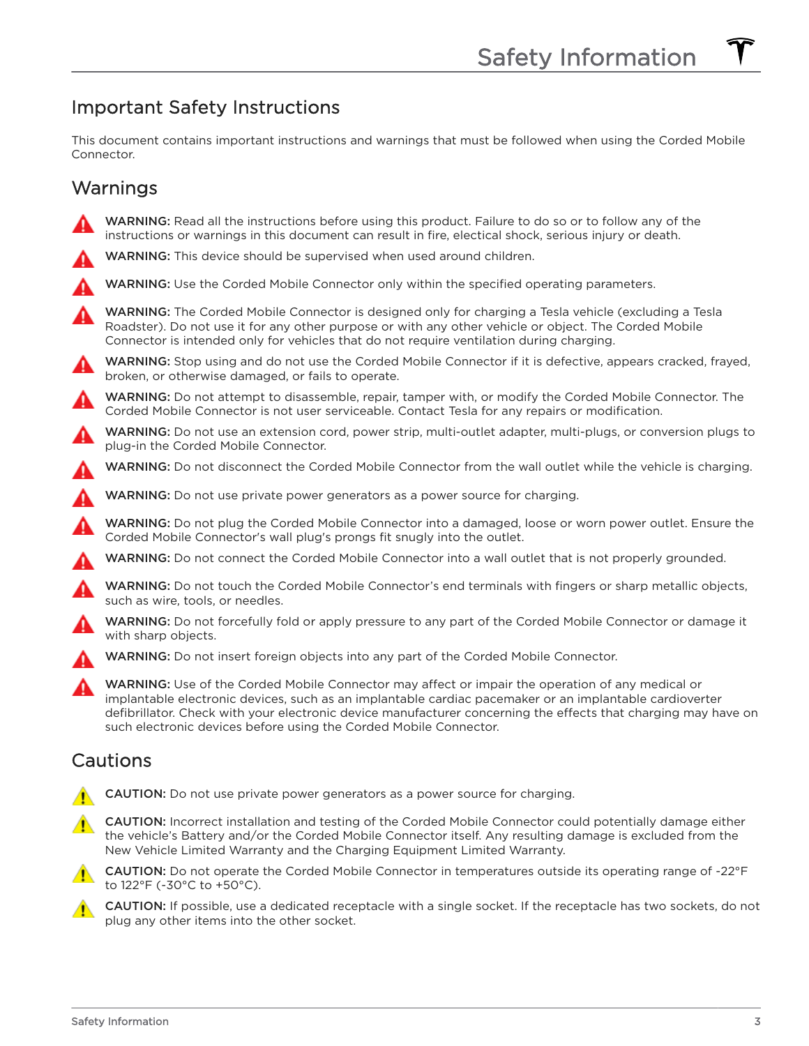# Safety Information

## Important Safety Instructions

This document contains important instructions and warnings that must be followed when using the Corded Mobile Connector.

## Warnings

**WARNING:** Read all the instructions before using this product. Failure to do so or to follow any of the instructions or warnings in this document can result in fire, electical shock, serious injury or death.

**WARNING:** This device should be supervised when used around children.

**WARNING:** Use the Corded Mobile Connector only within the specified operating parameters.

**WARNING:** The Corded Mobile Connector is designed only for charging a Tesla vehicle (excluding a Tesla Roadster). Do not use it for any other purpose or with any other vehicle or object. The Corded Mobile Connector is intended only for vehicles that do not require ventilation during charging.

**WARNING:** Stop using and do not use the Corded Mobile Connector if it is defective, appears cracked, frayed, broken, or otherwise damaged, or fails to operate.

**WARNING:** Do not attempt to disassemble, repair, tamper with, or modify the Corded Mobile Connector. The Corded Mobile Connector is not user serviceable. Contact Tesla for any repairs or modification.

**WARNING:** Do not use an extension cord, power strip, multi-outlet adapter, multi-plugs, or conversion plugs to plug-in the Corded Mobile Connector.

**WARNING:** Do not disconnect the Corded Mobile Connector from the wall outlet while the vehicle is charging.

**WARNING:** Do not use private power generators as a power source for charging.

**WARNING:** Do not plug the Corded Mobile Connector into a damaged, loose or worn power outlet. Ensure the Corded Mobile Connector's wall plug's prongs fit snugly into the outlet.

**WARNING:** Do not connect the Corded Mobile Connector into a wall outlet that is not properly grounded.

**WARNING:** Do not touch the Corded Mobile Connector's end terminals with fingers or sharp metallic objects, such as wire, tools, or needles.

**WARNING:** Do not forcefully fold or apply pressure to any part of the Corded Mobile Connector or damage it with sharp objects.

**WARNING:** Do not insert foreign objects into any part of the Corded Mobile Connector.

**WARNING:** Use of the Corded Mobile Connector may affect or impair the operation of any medical or implantable electronic devices, such as an implantable cardiac pacemaker or an implantable cardioverter defibrillator. Check with your electronic device manufacturer concerning the effects that charging may have on such electronic devices before using the Corded Mobile Connector.

## Cautions

**CAUTION:** Do not use private power generators as a power source for charging.

**CAUTION:** Incorrect installation and testing of the Corded Mobile Connector could potentially damage either the vehicle's Battery and/or the Corded Mobile Connector itself. Any resulting damage is excluded from the New Vehicle Limited Warranty and the Charging Equipment Limited Warranty.

**CAUTION:** Do not operate the Corded Mobile Connector in temperatures outside its operating range of -22°F to 122°F (-30°C to +50°C).

**CAUTION:** If possible, use a dedicated receptacle with a single socket. If the receptacle has two sockets, do not plug any other items into the other socket.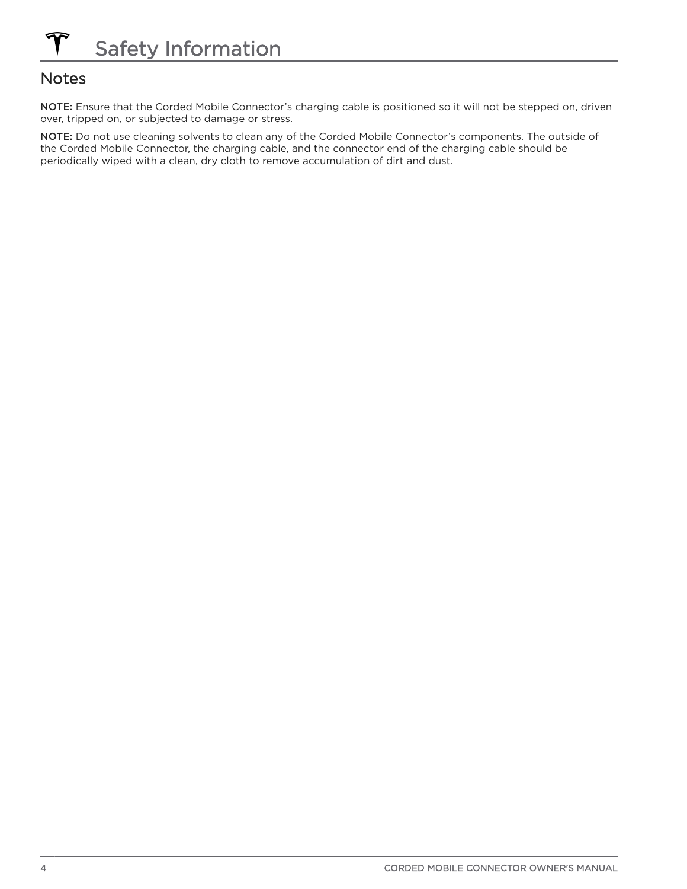# Safety Information

## Notes

**NOTE:** Ensure that the Corded Mobile Connector's charging cable is positioned so it will not be stepped on, driven over, tripped on, or subjected to damage or stress.

**NOTE:** Do not use cleaning solvents to clean any of the Corded Mobile Connector's components. The outside of the Corded Mobile Connector, the charging cable, and the connector end of the charging cable should be periodically wiped with a clean, dry cloth to remove accumulation of dirt and dust.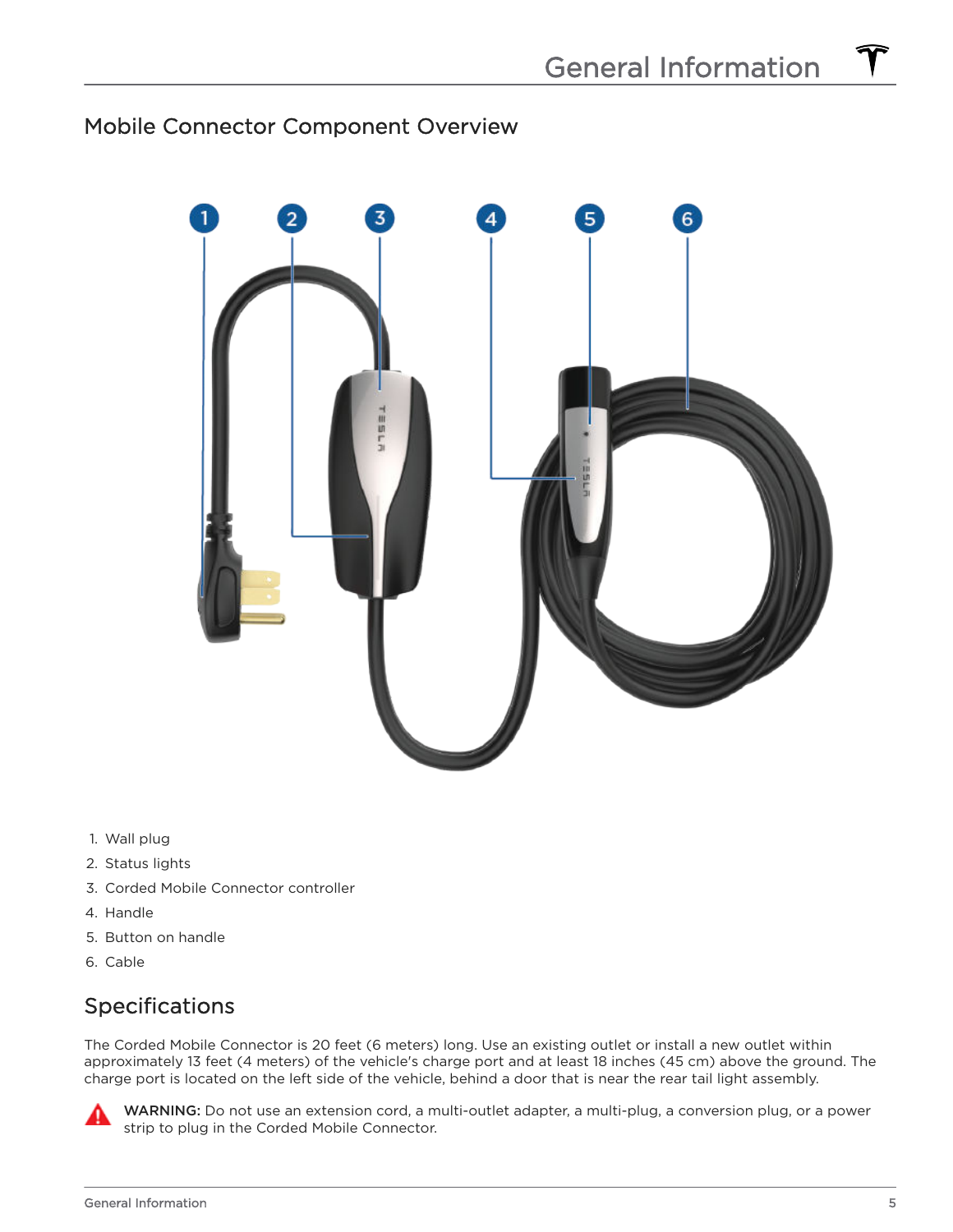## Mobile Connector Component Overview

1. Wall plug
2. Status lights
3. Corded Mobile Connector controller
4. Handle
5. Button on handle
6. Cable

## Specifications

The Corded Mobile Connector is 20 feet (6 meters) long. Use an existing outlet or install a new outlet within approximately 13 feet (4 meters) of the vehicle's charge port and at least 18 inches (45 cm) above the ground. The charge port is located on the left side of the vehicle, behind a door that is near the rear tail light assembly.

**WARNING:** Do not use an extension cord, a multi-outlet adapter, a multi-plug, a conversion plug, or a power strip to plug in the Corded Mobile Connector.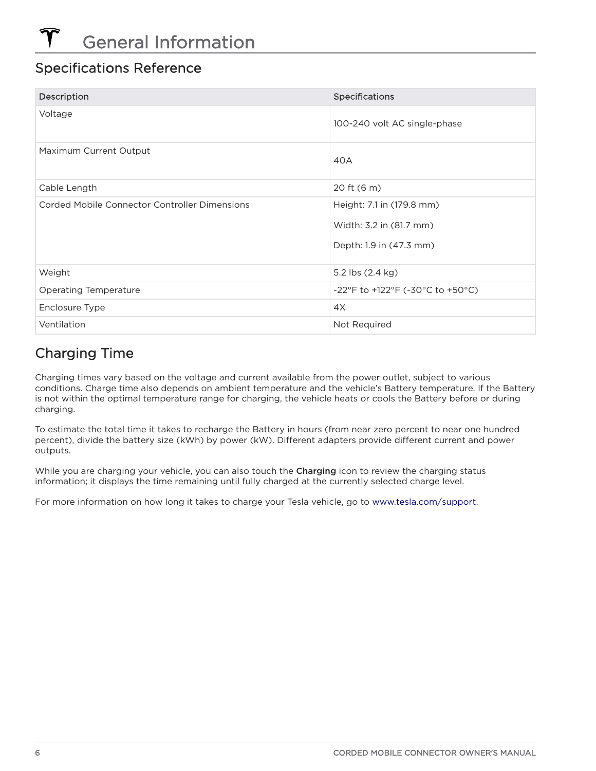# General Information

## Specifications Reference

| Description | Specifications |
| --- | --- |
| Voltage | 100-240 volt AC single-phase |
| Maximum Current Output | 40A |
| Cable Length | 20 ft (6 m) |
| Corded Mobile Connector Controller Dimensions | Height: 7.1 in (179.8 mm)<br>Width: 3.2 in (81.7 mm)<br>Depth: 1.9 in (47.3 mm) |
| Weight | 5.2 lbs (2.4 kg) |
| Operating Temperature | -22°F to +122°F (-30°C to +50°C) |
| Enclosure Type | 4X |
| Ventilation | Not Required |

## Charging Time

Charging times vary based on the voltage and current available from the power outlet, subject to various conditions. Charge time also depends on ambient temperature and the vehicle's Battery temperature. If the Battery is not within the optimal temperature range for charging, the vehicle heats or cools the Battery before or during charging.

To estimate the total time it takes to recharge the Battery in hours (from near zero percent to near one hundred percent), divide the battery size (kWh) by power (kW). Different adapters provide different current and power outputs.

While you are charging your vehicle, you can also touch the **Charging** icon to review the charging status information; it displays the time remaining until fully charged at the currently selected charge level.

For more information on how long it takes to charge your Tesla vehicle, go to www.tesla.com/support.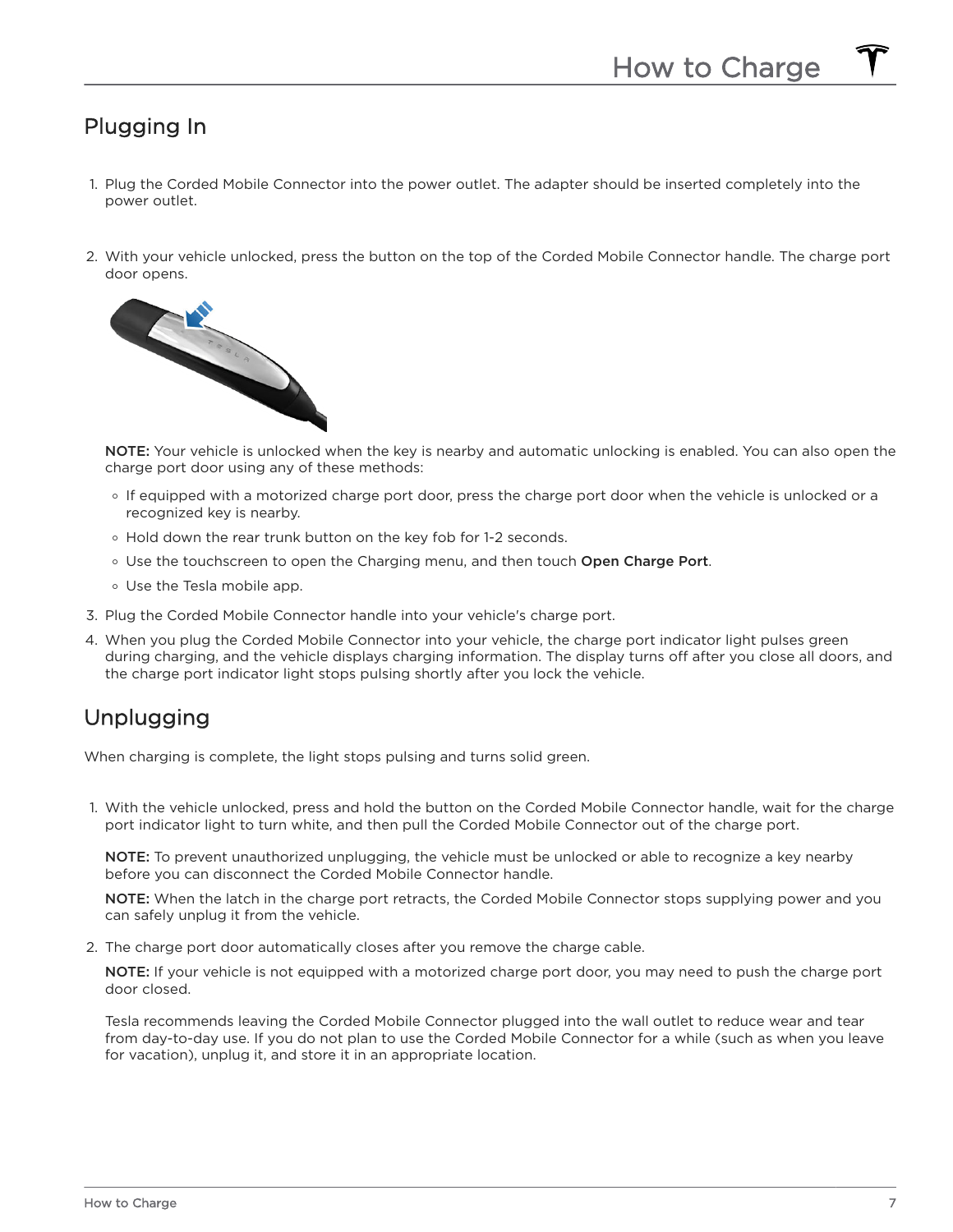## Plugging In

1. Plug the Corded Mobile Connector into the power outlet. The adapter should be inserted completely into the power outlet.
2. With your vehicle unlocked, press the button on the top of the Corded Mobile Connector handle. The charge port door opens.

   **NOTE:** Your vehicle is unlocked when the key is nearby and automatic unlocking is enabled. You can also open the charge port door using any of these methods:

   - If equipped with a motorized charge port door, press the charge port door when the vehicle is unlocked or a recognized key is nearby.
   - Hold down the rear trunk button on the key fob for 1-2 seconds.
   - Use the touchscreen to open the Charging menu, and then touch **Open Charge Port**.
   - Use the Tesla mobile app.
3. Plug the Corded Mobile Connector handle into your vehicle's charge port.
4. When you plug the Corded Mobile Connector into your vehicle, the charge port indicator light pulses green during charging, and the vehicle displays charging information. The display turns off after you close all doors, and the charge port indicator light stops pulsing shortly after you lock the vehicle.

## Unplugging

When charging is complete, the light stops pulsing and turns solid green.

1. With the vehicle unlocked, press and hold the button on the Corded Mobile Connector handle, wait for the charge port indicator light to turn white, and then pull the Corded Mobile Connector out of the charge port.

   **NOTE:** To prevent unauthorized unplugging, the vehicle must be unlocked or able to recognize a key nearby before you can disconnect the Corded Mobile Connector handle.

   **NOTE:** When the latch in the charge port retracts, the Corded Mobile Connector stops supplying power and you can safely unplug it from the vehicle.
2. The charge port door automatically closes after you remove the charge cable.

   **NOTE:** If your vehicle is not equipped with a motorized charge port door, you may need to push the charge port door closed.

   Tesla recommends leaving the Corded Mobile Connector plugged into the wall outlet to reduce wear and tear from day-to-day use. If you do not plan to use the Corded Mobile Connector for a while (such as when you leave for vacation), unplug it, and store it in an appropriate location.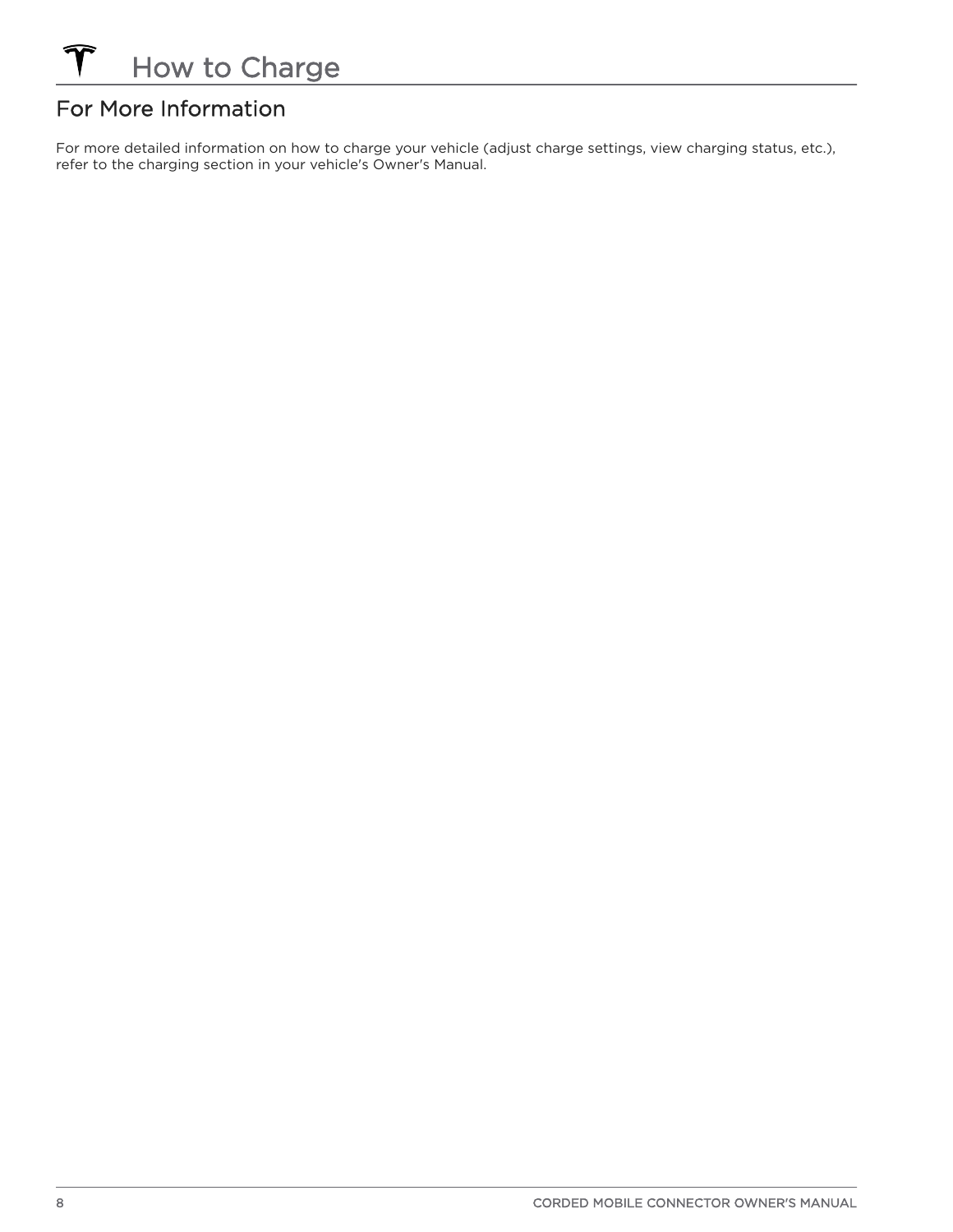## For More Information

For more detailed information on how to charge your vehicle (adjust charge settings, view charging status, etc.), refer to the charging section in your vehicle's Owner's Manual.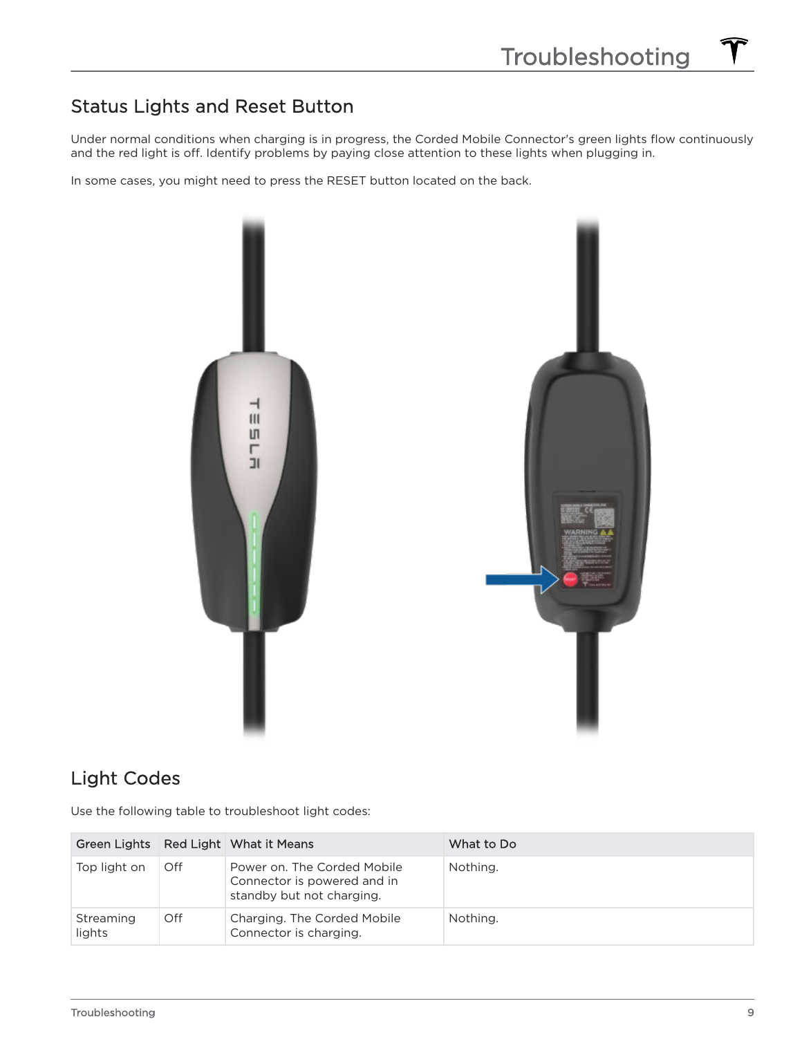## Status Lights and Reset Button

Under normal conditions when charging is in progress, the Corded Mobile Connector's green lights flow continuously and the red light is off. Identify problems by paying close attention to these lights when plugging in.

In some cases, you might need to press the RESET button located on the back.

## Light Codes

Use the following table to troubleshoot light codes:

| Green Lights | Red Light | What it Means | What to Do |
|---|---|---|---|
| Top light on | Off | Power on. The Corded Mobile Connector is powered and in standby but not charging. | Nothing. |
| Streaming lights | Off | Charging. The Corded Mobile Connector is charging. | Nothing. |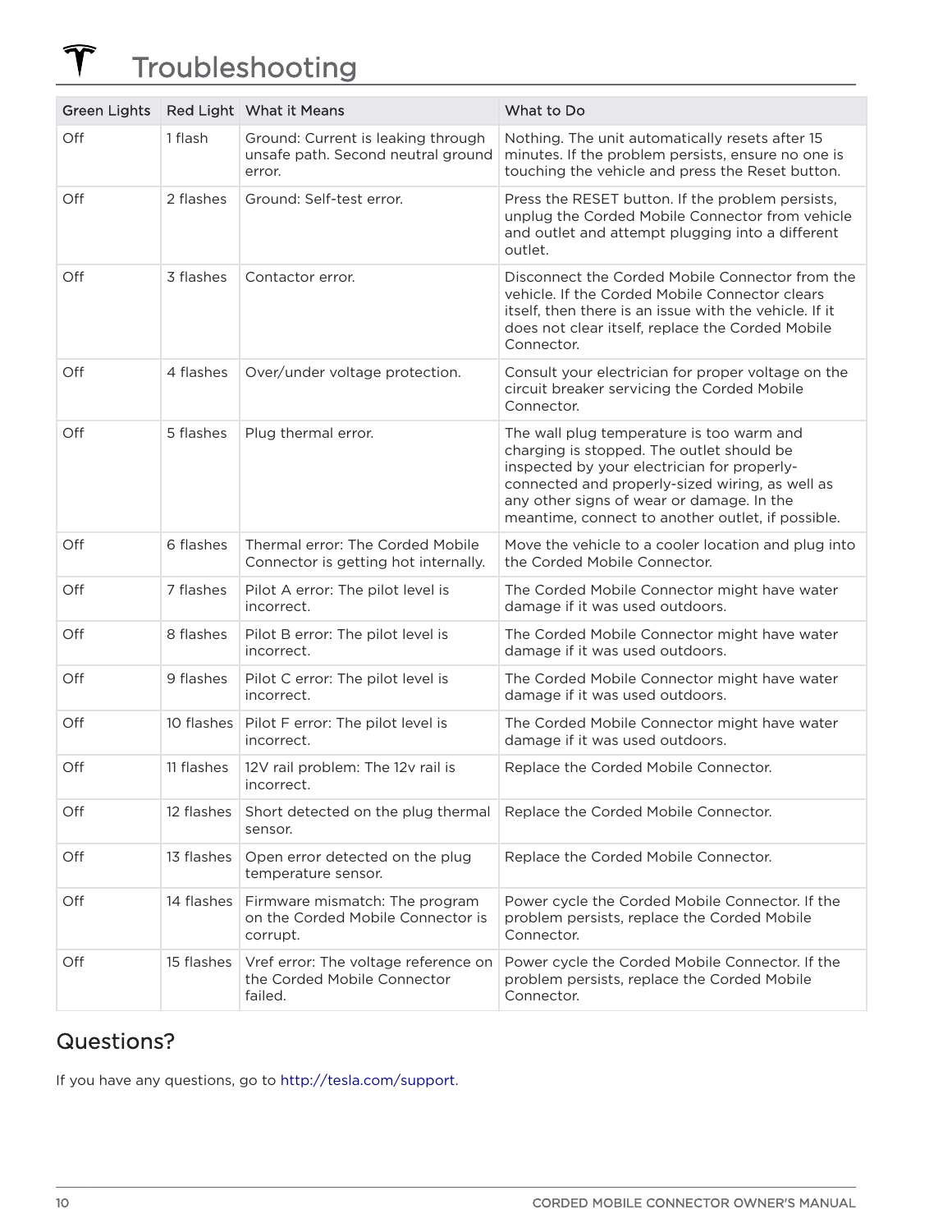# Troubleshooting

| Green Lights | Red Light | What it Means | What to Do |
|---|---|---|---|
| Off | 1 flash | Ground: Current is leaking through unsafe path. Second neutral ground error. | Nothing. The unit automatically resets after 15 minutes. If the problem persists, ensure no one is touching the vehicle and press the Reset button. |
| Off | 2 flashes | Ground: Self-test error. | Press the RESET button. If the problem persists, unplug the Corded Mobile Connector from vehicle and outlet and attempt plugging into a different outlet. |
| Off | 3 flashes | Contactor error. | Disconnect the Corded Mobile Connector from the vehicle. If the Corded Mobile Connector clears itself, then there is an issue with the vehicle. If it does not clear itself, replace the Corded Mobile Connector. |
| Off | 4 flashes | Over/under voltage protection. | Consult your electrician for proper voltage on the circuit breaker servicing the Corded Mobile Connector. |
| Off | 5 flashes | Plug thermal error. | The wall plug temperature is too warm and charging is stopped. The outlet should be inspected by your electrician for properly-connected and properly-sized wiring, as well as any other signs of wear or damage. In the meantime, connect to another outlet, if possible. |
| Off | 6 flashes | Thermal error: The Corded Mobile Connector is getting hot internally. | Move the vehicle to a cooler location and plug into the Corded Mobile Connector. |
| Off | 7 flashes | Pilot A error: The pilot level is incorrect. | The Corded Mobile Connector might have water damage if it was used outdoors. |
| Off | 8 flashes | Pilot B error: The pilot level is incorrect. | The Corded Mobile Connector might have water damage if it was used outdoors. |
| Off | 9 flashes | Pilot C error: The pilot level is incorrect. | The Corded Mobile Connector might have water damage if it was used outdoors. |
| Off | 10 flashes | Pilot F error: The pilot level is incorrect. | The Corded Mobile Connector might have water damage if it was used outdoors. |
| Off | 11 flashes | 12V rail problem: The 12v rail is incorrect. | Replace the Corded Mobile Connector. |
| Off | 12 flashes | Short detected on the plug thermal sensor. | Replace the Corded Mobile Connector. |
| Off | 13 flashes | Open error detected on the plug temperature sensor. | Replace the Corded Mobile Connector. |
| Off | 14 flashes | Firmware mismatch: The program on the Corded Mobile Connector is corrupt. | Power cycle the Corded Mobile Connector. If the problem persists, replace the Corded Mobile Connector. |
| Off | 15 flashes | Vref error: The voltage reference on the Corded Mobile Connector failed. | Power cycle the Corded Mobile Connector. If the problem persists, replace the Corded Mobile Connector. |

## Questions?

If you have any questions, go to http://tesla.com/support.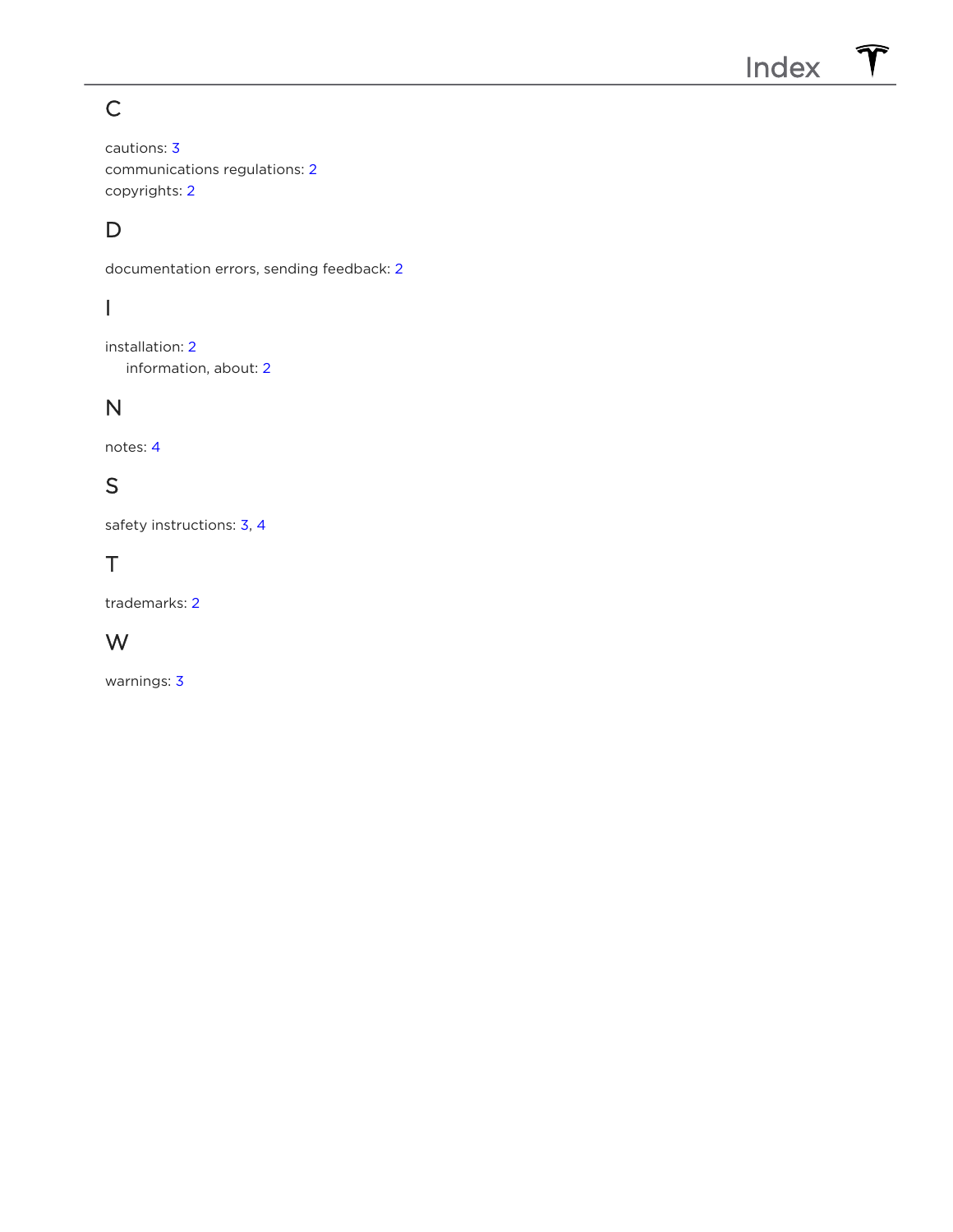# Index

## C

cautions: 3
communications regulations: 2
copyrights: 2

## D

documentation errors, sending feedback: 2

## I

installation: 2
  information, about: 2

## N

notes: 4

## S

safety instructions: 3, 4

## T

trademarks: 2

## W

warnings: 3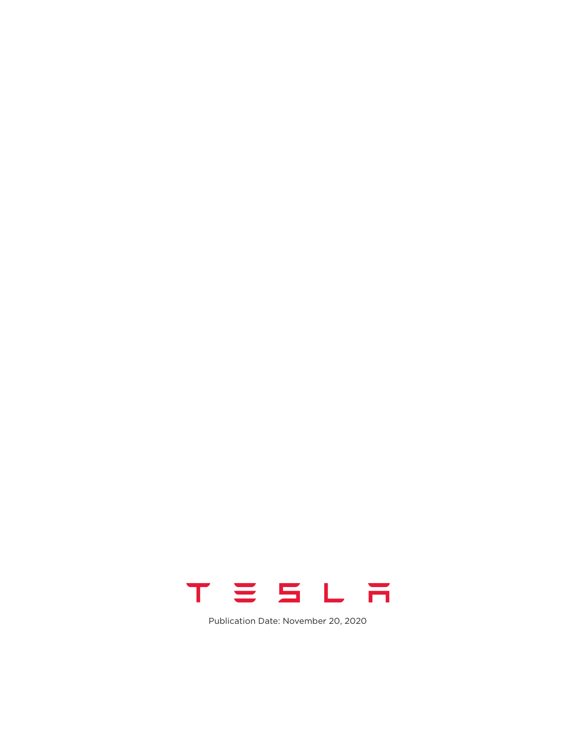TESLA

Publication Date: November 20, 2020